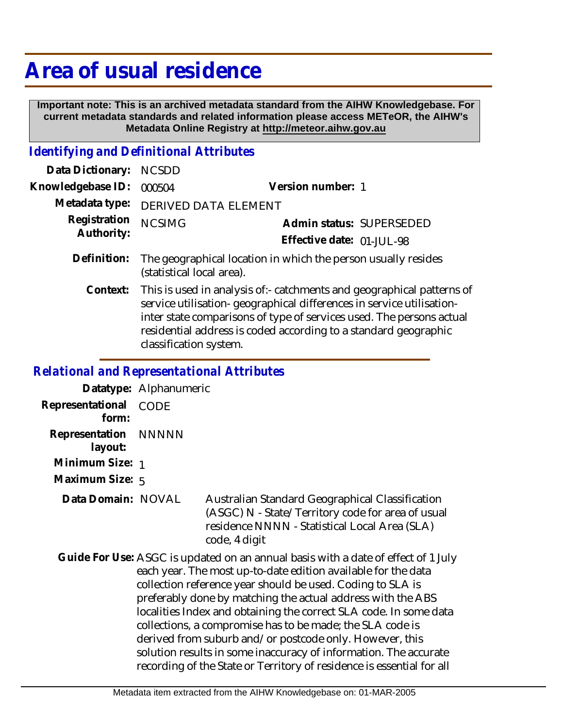# Area of usual residence

**Important note: This is an archived metadata standard from the AIHW Knowledgebase. For current metadata standards and related information please access METeOR, the AIHW's Metadata Online Registry at http://meteor.aihw.gov.au**

## *Identifying and Definitional Attributes*

**Data Dictionary:** NCSDD

**Knowledgebase ID:** 000504 **Version number:** 1

**Metadata type:** DERIVED DATA ELEMENT

**Registration Authority:** NCSIMG **Admin status:** SUPERSEDED

**Effective date:** 01-JUL-98

**Definition:** The geographical location in which the person usually resides (statistical local area).

**Context:** This is used in analysis of:- catchments and geographical patterns of service utilisation- geographical differences in service utilisation- inter state comparisons of type of services used. The persons actual residential address is coded according to a standard geographic classification system.

## *Relational and Representational Attributes*

**Datatype:** Alphanumeric

**Representational form:** CODE

**Representation layout:** NNNNN

**Minimum Size:** 1

**Maximum Size:** 5

**Data Domain:** NOVAL Australian Standard Geographical Classification (ASGC) N - State/Territory code for area of usual residence NNNN - Statistical Local Area (SLA) code, 4 digit

**Guide For Use:** ASGC is updated on an annual basis with a date of effect of 1 July each year. The most up-to-date edition available for the data collection reference year should be used. Coding to SLA is preferably done by matching the actual address with the ABS localities Index and obtaining the correct SLA code. In some data collections, a compromise has to be made; the SLA code is derived from suburb and/or postcode only. However, this solution results in some inaccuracy of information. The accurate recording of the State or Territory of residence is essential for all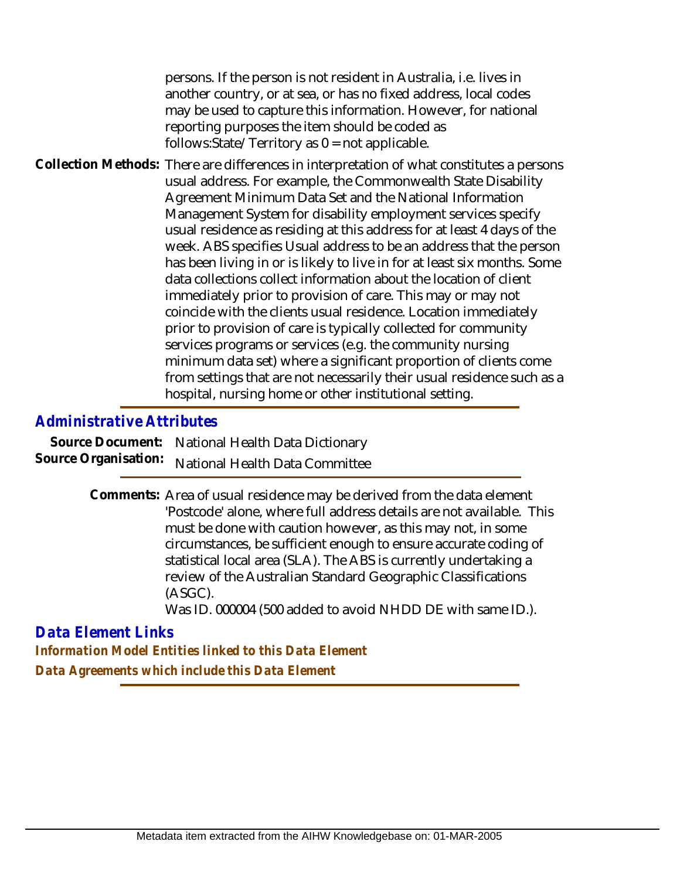persons. If the person is not resident in Australia, i.e. lives in another country, or at sea, or has no fixed address, local codes may be used to capture this information. However, for national reporting purposes the item should be coded as follows:State/Territory as 0 = not applicable.

**Collection Methods:** There are differences in interpretation of what constitutes a persons usual address. For example, the Commonwealth State Disability Agreement Minimum Data Set and the National Information Management System for disability employment services specify usual residence as residing at this address for at least 4 days of the week. ABS specifies Usual address to be an address that the person has been living in or is likely to live in for at least six months. Some data collections collect information about the location of client immediately prior to provision of care. This may or may not coincide with the clients usual residence. Location immediately prior to provision of care is typically collected for community services programs or services (e.g. the community nursing minimum data set) where a significant proportion of clients come from settings that are not necessarily their usual residence such as a hospital, nursing home or other institutional setting.

## Administrative Attributes

**Source Document:** National Health Data Dictionary

**Source Organisation:** National Health Data Committee

**Comments:** Area of usual residence may be derived from the data element 'Postcode' alone, where full address details are not available. This must be done with caution however, as this may not, in some circumstances, be sufficient enough to ensure accurate coding of statistical local area (SLA). The ABS is currently undertaking a review of the Australian Standard Geographic Classifications (ASGC).
Was ID. 000004 (500 added to avoid NHDD DE with same ID.).

## Data Element Links

### Information Model Entities linked to this Data Element

### Data Agreements which include this Data Element